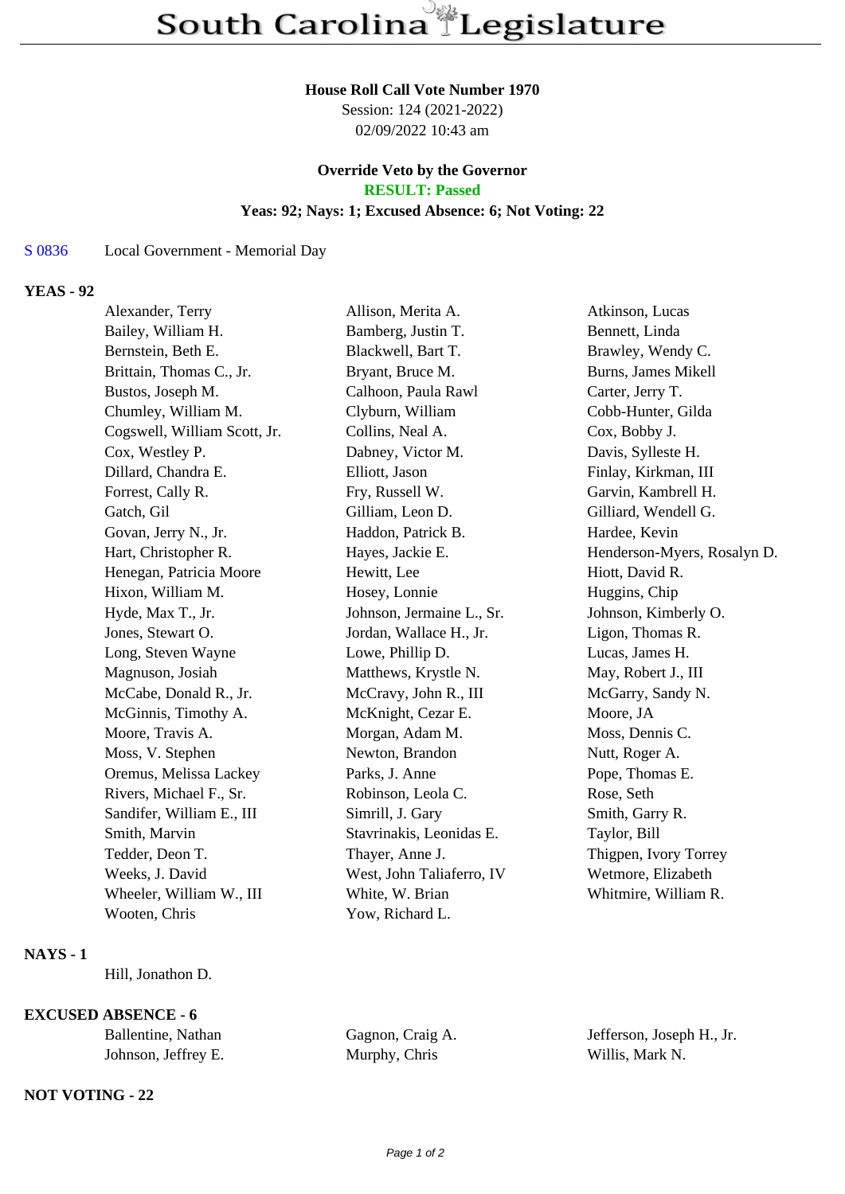# South Carolina Legislature

**House Roll Call Vote Number 1970**
Session: 124 (2021-2022)
02/09/2022 10:43 am

**Override Veto by the Governor**
**RESULT: Passed**
**Yeas: 92; Nays: 1; Excused Absence: 6; Not Voting: 22**

S 0836 Local Government - Memorial Day

## YEAS - 92

| | | |
|---|---|---|
| Alexander, Terry | Allison, Merita A. | Atkinson, Lucas |
| Bailey, William H. | Bamberg, Justin T. | Bennett, Linda |
| Bernstein, Beth E. | Blackwell, Bart T. | Brawley, Wendy C. |
| Brittain, Thomas C., Jr. | Bryant, Bruce M. | Burns, James Mikell |
| Bustos, Joseph M. | Calhoon, Paula Rawl | Carter, Jerry T. |
| Chumley, William M. | Clyburn, William | Cobb-Hunter, Gilda |
| Cogswell, William Scott, Jr. | Collins, Neal A. | Cox, Bobby J. |
| Cox, Westley P. | Dabney, Victor M. | Davis, Sylleste H. |
| Dillard, Chandra E. | Elliott, Jason | Finlay, Kirkman, III |
| Forrest, Cally R. | Fry, Russell W. | Garvin, Kambrell H. |
| Gatch, Gil | Gilliam, Leon D. | Gilliard, Wendell G. |
| Govan, Jerry N., Jr. | Haddon, Patrick B. | Hardee, Kevin |
| Hart, Christopher R. | Hayes, Jackie E. | Henderson-Myers, Rosalyn D. |
| Henegan, Patricia Moore | Hewitt, Lee | Hiott, David R. |
| Hixon, William M. | Hosey, Lonnie | Huggins, Chip |
| Hyde, Max T., Jr. | Johnson, Jermaine L., Sr. | Johnson, Kimberly O. |
| Jones, Stewart O. | Jordan, Wallace H., Jr. | Ligon, Thomas R. |
| Long, Steven Wayne | Lowe, Phillip D. | Lucas, James H. |
| Magnuson, Josiah | Matthews, Krystle N. | May, Robert J., III |
| McCabe, Donald R., Jr. | McCravy, John R., III | McGarry, Sandy N. |
| McGinnis, Timothy A. | McKnight, Cezar E. | Moore, JA |
| Moore, Travis A. | Morgan, Adam M. | Moss, Dennis C. |
| Moss, V. Stephen | Newton, Brandon | Nutt, Roger A. |
| Oremus, Melissa Lackey | Parks, J. Anne | Pope, Thomas E. |
| Rivers, Michael F., Sr. | Robinson, Leola C. | Rose, Seth |
| Sandifer, William E., III | Simrill, J. Gary | Smith, Garry R. |
| Smith, Marvin | Stavrinakis, Leonidas E. | Taylor, Bill |
| Tedder, Deon T. | Thayer, Anne J. | Thigpen, Ivory Torrey |
| Weeks, J. David | West, John Taliaferro, IV | Wetmore, Elizabeth |
| Wheeler, William W., III | White, W. Brian | Whitmire, William R. |
| Wooten, Chris | Yow, Richard L. | |

## NAYS - 1

Hill, Jonathon D.

## EXCUSED ABSENCE - 6

| | | |
|---|---|---|
| Ballentine, Nathan | Gagnon, Craig A. | Jefferson, Joseph H., Jr. |
| Johnson, Jeffrey E. | Murphy, Chris | Willis, Mark N. |

## NOT VOTING - 22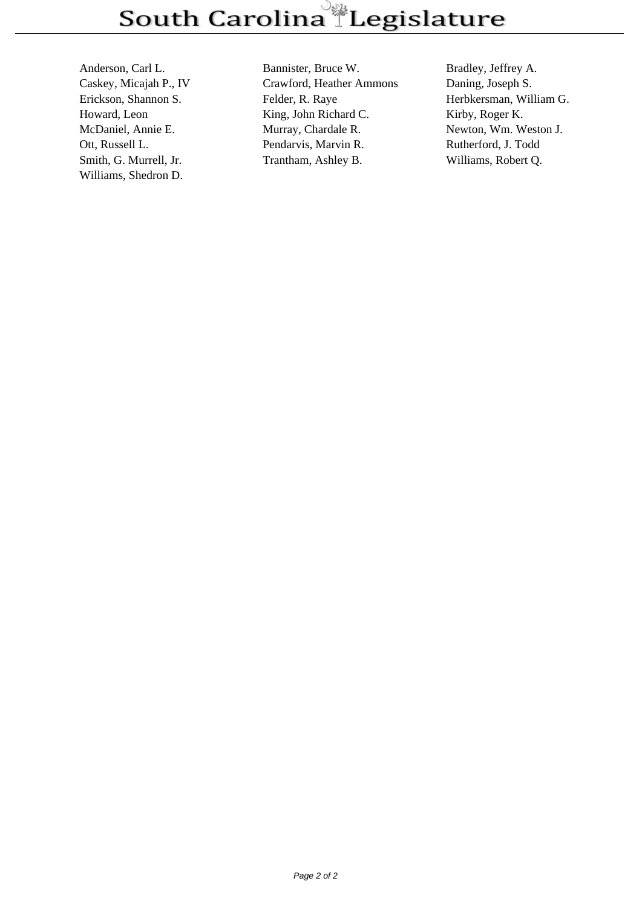Anderson, Carl L.
Bannister, Bruce W.
Bradley, Jeffrey A.
Caskey, Micajah P., IV
Crawford, Heather Ammons
Daning, Joseph S.
Erickson, Shannon S.
Felder, R. Raye
Herbkersman, William G.
Howard, Leon
King, John Richard C.
Kirby, Roger K.
McDaniel, Annie E.
Murray, Chardale R.
Newton, Wm. Weston J.
Ott, Russell L.
Pendarvis, Marvin R.
Rutherford, J. Todd
Smith, G. Murrell, Jr.
Trantham, Ashley B.
Williams, Robert Q.
Williams, Shedron D.